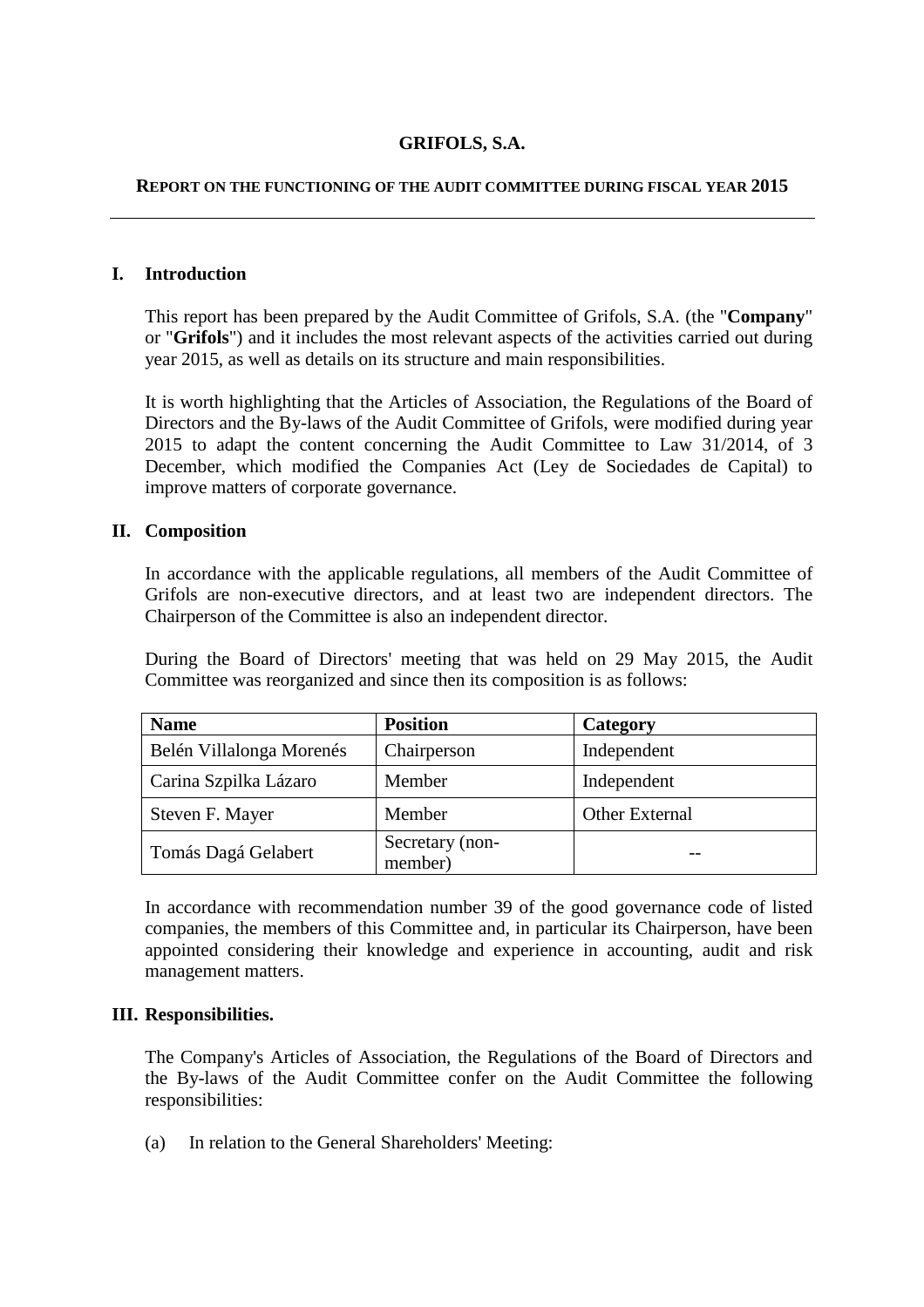# GRIFOLS, S.A.

## REPORT ON THE FUNCTIONING OF THE AUDIT COMMITTEE DURING FISCAL YEAR 2015

---

### I. Introduction

This report has been prepared by the Audit Committee of Grifols, S.A. (the "**Company**" or "**Grifols**") and it includes the most relevant aspects of the activities carried out during year 2015, as well as details on its structure and main responsibilities.

It is worth highlighting that the Articles of Association, the Regulations of the Board of Directors and the By-laws of the Audit Committee of Grifols, were modified during year 2015 to adapt the content concerning the Audit Committee to Law 31/2014, of 3 December, which modified the Companies Act (Ley de Sociedades de Capital) to improve matters of corporate governance.

### II. Composition

In accordance with the applicable regulations, all members of the Audit Committee of Grifols are non-executive directors, and at least two are independent directors. The Chairperson of the Committee is also an independent director.

During the Board of Directors' meeting that was held on 29 May 2015, the Audit Committee was reorganized and since then its composition is as follows:

| Name | Position | Category |
|---|---|---|
| Belén Villalonga Morenés | Chairperson | Independent |
| Carina Szpilka Lázaro | Member | Independent |
| Steven F. Mayer | Member | Other External |
| Tomás Dagá Gelabert | Secretary (non-member) | -- |

In accordance with recommendation number 39 of the good governance code of listed companies, the members of this Committee and, in particular its Chairperson, have been appointed considering their knowledge and experience in accounting, audit and risk management matters.

### III. Responsibilities.

The Company's Articles of Association, the Regulations of the Board of Directors and the By-laws of the Audit Committee confer on the Audit Committee the following responsibilities:

(a) In relation to the General Shareholders' Meeting: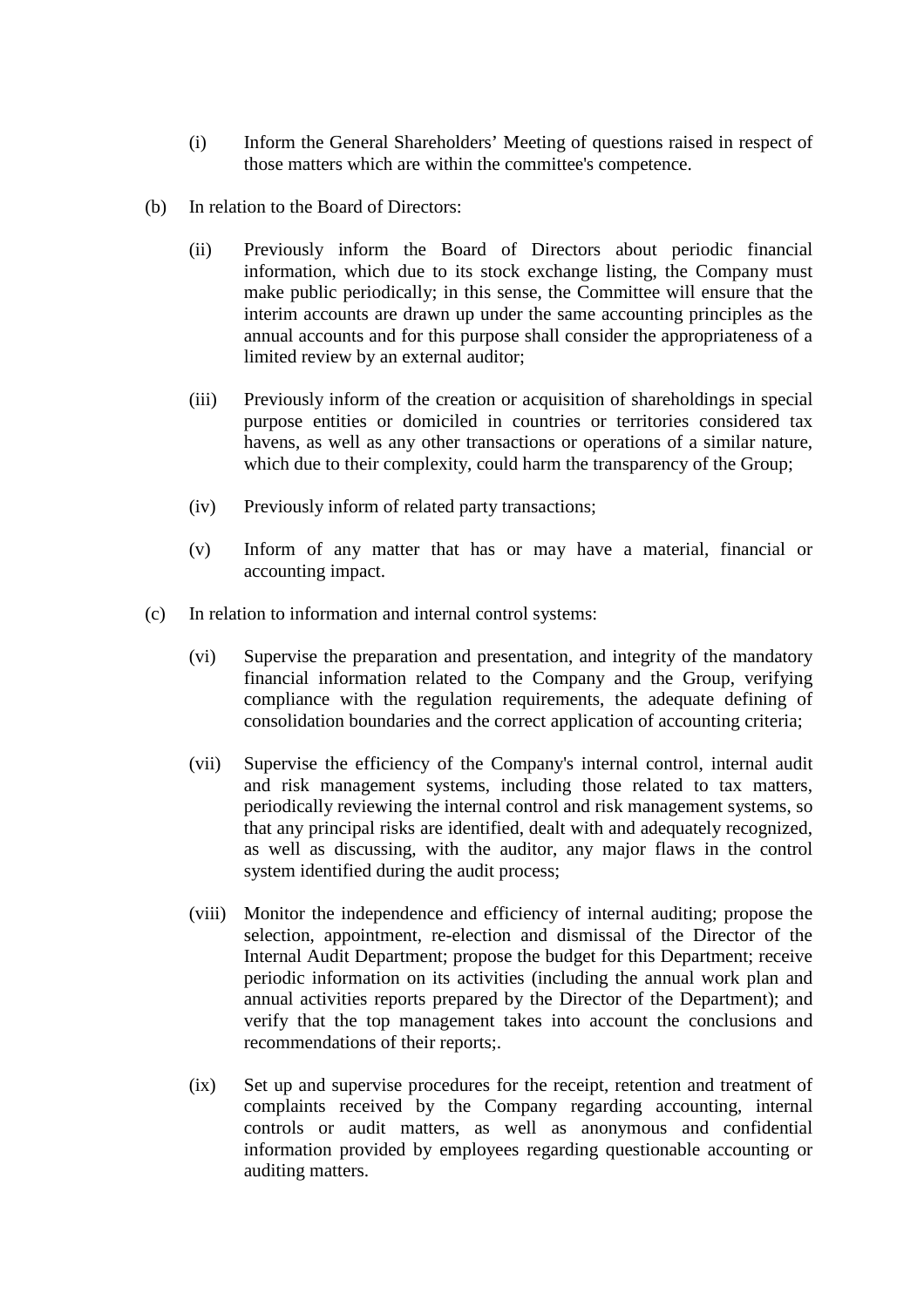(i) Inform the General Shareholders' Meeting of questions raised in respect of those matters which are within the committee's competence.

(b) In relation to the Board of Directors:

(ii) Previously inform the Board of Directors about periodic financial information, which due to its stock exchange listing, the Company must make public periodically; in this sense, the Committee will ensure that the interim accounts are drawn up under the same accounting principles as the annual accounts and for this purpose shall consider the appropriateness of a limited review by an external auditor;

(iii) Previously inform of the creation or acquisition of shareholdings in special purpose entities or domiciled in countries or territories considered tax havens, as well as any other transactions or operations of a similar nature, which due to their complexity, could harm the transparency of the Group;

(iv) Previously inform of related party transactions;

(v) Inform of any matter that has or may have a material, financial or accounting impact.

(c) In relation to information and internal control systems:

(vi) Supervise the preparation and presentation, and integrity of the mandatory financial information related to the Company and the Group, verifying compliance with the regulation requirements, the adequate defining of consolidation boundaries and the correct application of accounting criteria;

(vii) Supervise the efficiency of the Company's internal control, internal audit and risk management systems, including those related to tax matters, periodically reviewing the internal control and risk management systems, so that any principal risks are identified, dealt with and adequately recognized, as well as discussing, with the auditor, any major flaws in the control system identified during the audit process;

(viii) Monitor the independence and efficiency of internal auditing; propose the selection, appointment, re-election and dismissal of the Director of the Internal Audit Department; propose the budget for this Department; receive periodic information on its activities (including the annual work plan and annual activities reports prepared by the Director of the Department); and verify that the top management takes into account the conclusions and recommendations of their reports;.

(ix) Set up and supervise procedures for the receipt, retention and treatment of complaints received by the Company regarding accounting, internal controls or audit matters, as well as anonymous and confidential information provided by employees regarding questionable accounting or auditing matters.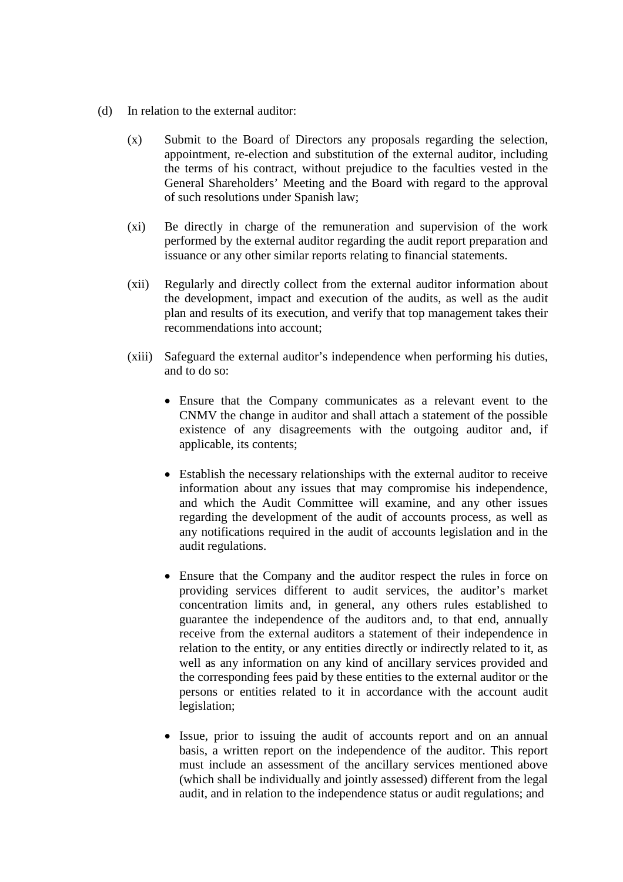(d) In relation to the external auditor:

(x) Submit to the Board of Directors any proposals regarding the selection, appointment, re-election and substitution of the external auditor, including the terms of his contract, without prejudice to the faculties vested in the General Shareholders' Meeting and the Board with regard to the approval of such resolutions under Spanish law;

(xi) Be directly in charge of the remuneration and supervision of the work performed by the external auditor regarding the audit report preparation and issuance or any other similar reports relating to financial statements.

(xii) Regularly and directly collect from the external auditor information about the development, impact and execution of the audits, as well as the audit plan and results of its execution, and verify that top management takes their recommendations into account;

(xiii) Safeguard the external auditor's independence when performing his duties, and to do so:

- Ensure that the Company communicates as a relevant event to the CNMV the change in auditor and shall attach a statement of the possible existence of any disagreements with the outgoing auditor and, if applicable, its contents;

- Establish the necessary relationships with the external auditor to receive information about any issues that may compromise his independence, and which the Audit Committee will examine, and any other issues regarding the development of the audit of accounts process, as well as any notifications required in the audit of accounts legislation and in the audit regulations.

- Ensure that the Company and the auditor respect the rules in force on providing services different to audit services, the auditor's market concentration limits and, in general, any others rules established to guarantee the independence of the auditors and, to that end, annually receive from the external auditors a statement of their independence in relation to the entity, or any entities directly or indirectly related to it, as well as any information on any kind of ancillary services provided and the corresponding fees paid by these entities to the external auditor or the persons or entities related to it in accordance with the account audit legislation;

- Issue, prior to issuing the audit of accounts report and on an annual basis, a written report on the independence of the auditor. This report must include an assessment of the ancillary services mentioned above (which shall be individually and jointly assessed) different from the legal audit, and in relation to the independence status or audit regulations; and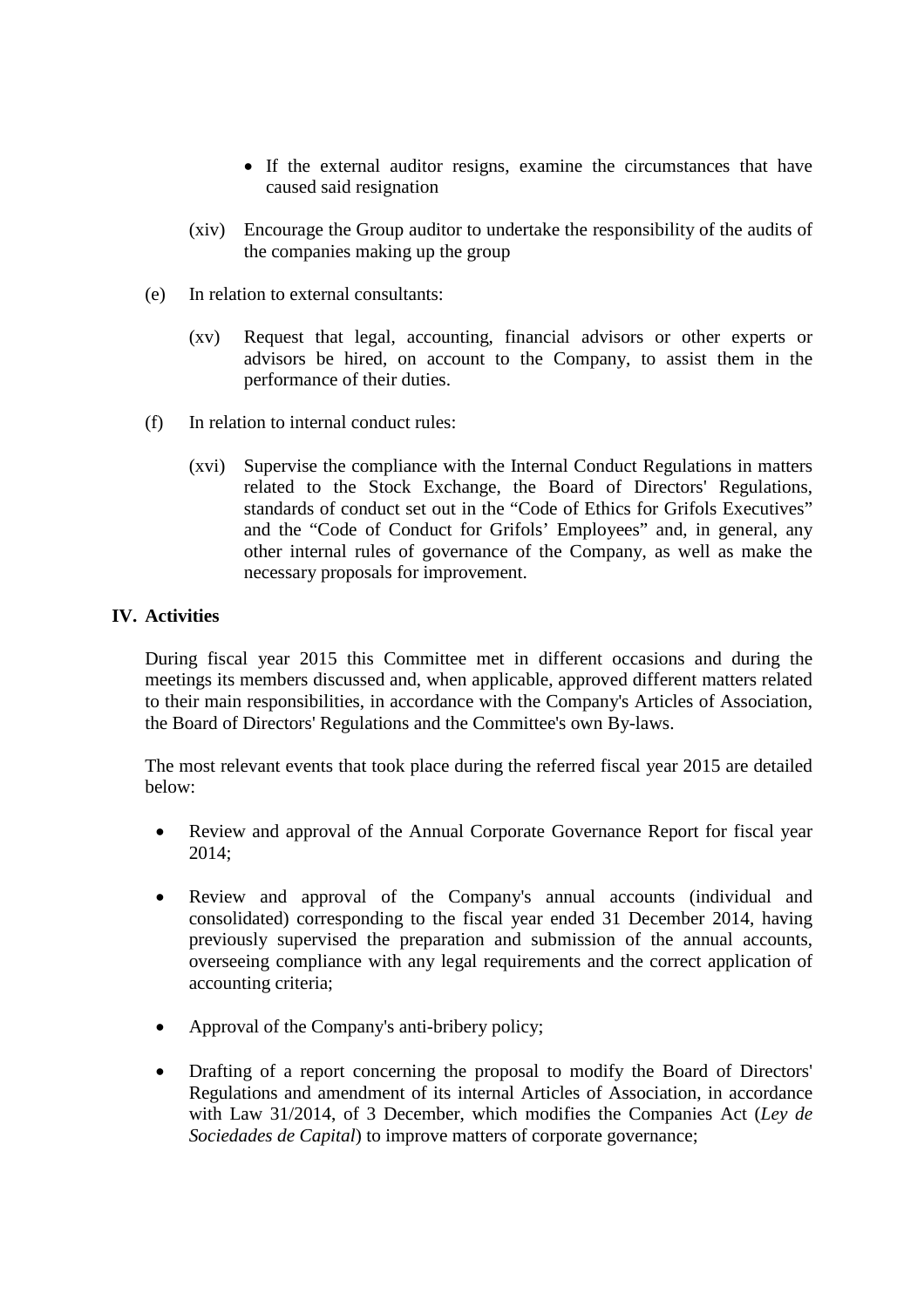- If the external auditor resigns, examine the circumstances that have caused said resignation

(xiv) Encourage the Group auditor to undertake the responsibility of the audits of the companies making up the group

(e) In relation to external consultants:

(xv) Request that legal, accounting, financial advisors or other experts or advisors be hired, on account to the Company, to assist them in the performance of their duties.

(f) In relation to internal conduct rules:

(xvi) Supervise the compliance with the Internal Conduct Regulations in matters related to the Stock Exchange, the Board of Directors' Regulations, standards of conduct set out in the "Code of Ethics for Grifols Executives" and the "Code of Conduct for Grifols' Employees" and, in general, any other internal rules of governance of the Company, as well as make the necessary proposals for improvement.

## IV. Activities

During fiscal year 2015 this Committee met in different occasions and during the meetings its members discussed and, when applicable, approved different matters related to their main responsibilities, in accordance with the Company's Articles of Association, the Board of Directors' Regulations and the Committee's own By-laws.

The most relevant events that took place during the referred fiscal year 2015 are detailed below:

- Review and approval of the Annual Corporate Governance Report for fiscal year 2014;
- Review and approval of the Company's annual accounts (individual and consolidated) corresponding to the fiscal year ended 31 December 2014, having previously supervised the preparation and submission of the annual accounts, overseeing compliance with any legal requirements and the correct application of accounting criteria;
- Approval of the Company's anti-bribery policy;
- Drafting of a report concerning the proposal to modify the Board of Directors' Regulations and amendment of its internal Articles of Association, in accordance with Law 31/2014, of 3 December, which modifies the Companies Act (*Ley de Sociedades de Capital*) to improve matters of corporate governance;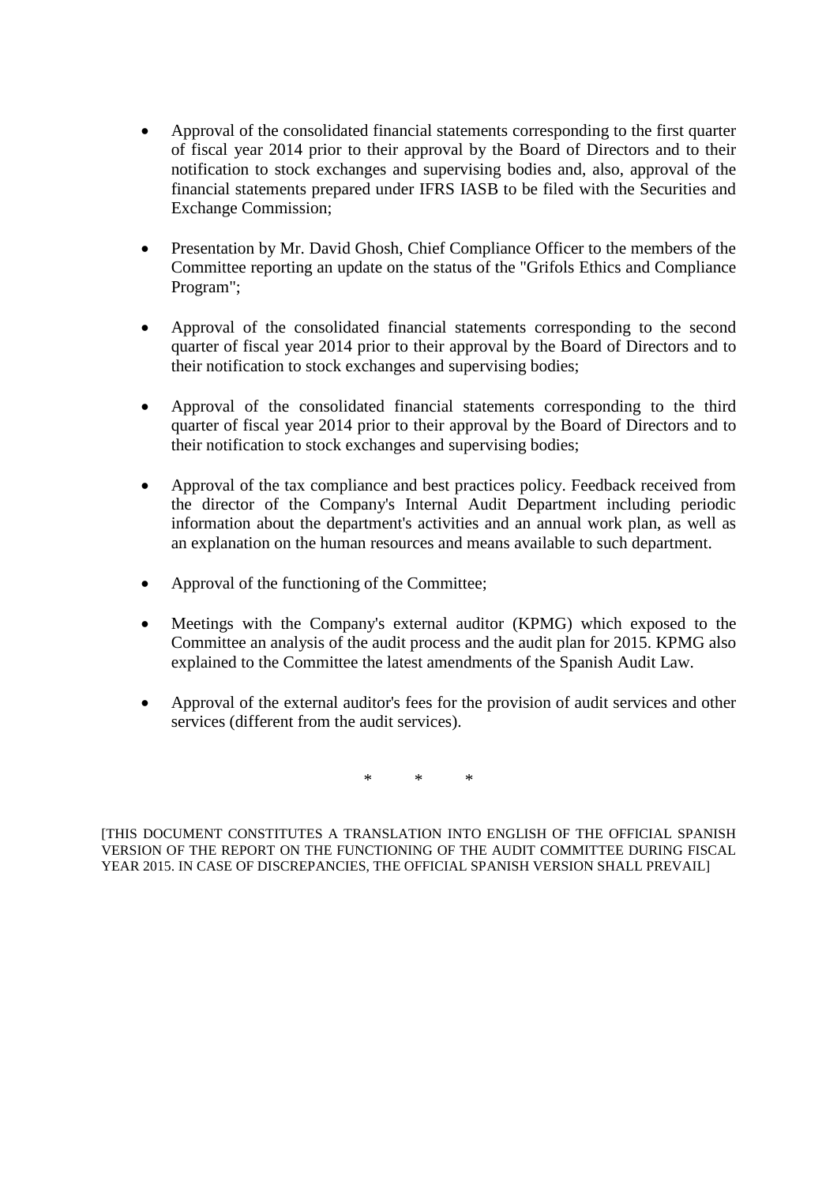- Approval of the consolidated financial statements corresponding to the first quarter of fiscal year 2014 prior to their approval by the Board of Directors and to their notification to stock exchanges and supervising bodies and, also, approval of the financial statements prepared under IFRS IASB to be filed with the Securities and Exchange Commission;

- Presentation by Mr. David Ghosh, Chief Compliance Officer to the members of the Committee reporting an update on the status of the "Grifols Ethics and Compliance Program";

- Approval of the consolidated financial statements corresponding to the second quarter of fiscal year 2014 prior to their approval by the Board of Directors and to their notification to stock exchanges and supervising bodies;

- Approval of the consolidated financial statements corresponding to the third quarter of fiscal year 2014 prior to their approval by the Board of Directors and to their notification to stock exchanges and supervising bodies;

- Approval of the tax compliance and best practices policy. Feedback received from the director of the Company's Internal Audit Department including periodic information about the department's activities and an annual work plan, as well as an explanation on the human resources and means available to such department.

- Approval of the functioning of the Committee;

- Meetings with the Company's external auditor (KPMG) which exposed to the Committee an analysis of the audit process and the audit plan for 2015. KPMG also explained to the Committee the latest amendments of the Spanish Audit Law.

- Approval of the external auditor's fees for the provision of audit services and other services (different from the audit services).

\* \* \*

[THIS DOCUMENT CONSTITUTES A TRANSLATION INTO ENGLISH OF THE OFFICIAL SPANISH VERSION OF THE REPORT ON THE FUNCTIONING OF THE AUDIT COMMITTEE DURING FISCAL YEAR 2015. IN CASE OF DISCREPANCIES, THE OFFICIAL SPANISH VERSION SHALL PREVAIL]